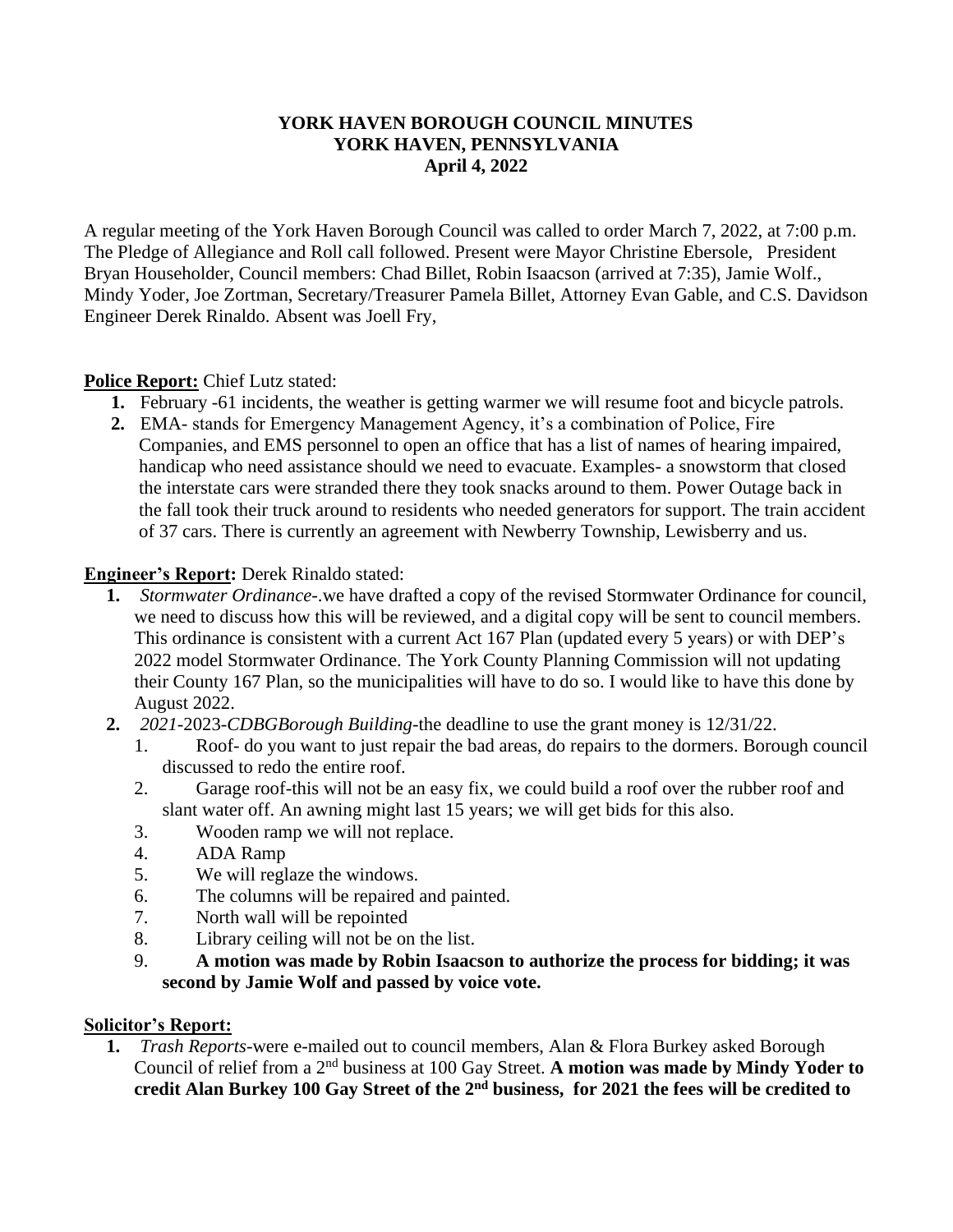**YORK HAVEN BOROUGH COUNCIL MINUTES**
**YORK HAVEN, PENNSYLVANIA**
**April 4, 2022**

A regular meeting of the York Haven Borough Council was called to order March 7, 2022, at 7:00 p.m. The Pledge of Allegiance and Roll call followed. Present were Mayor Christine Ebersole, President Bryan Householder, Council members: Chad Billet, Robin Isaacson (arrived at 7:35), Jamie Wolf., Mindy Yoder, Joe Zortman, Secretary/Treasurer Pamela Billet, Attorney Evan Gable, and C.S. Davidson Engineer Derek Rinaldo. Absent was Joell Fry,

**Police Report:** Chief Lutz stated:

1. February -61 incidents, the weather is getting warmer we will resume foot and bicycle patrols.
2. EMA- stands for Emergency Management Agency, it's a combination of Police, Fire Companies, and EMS personnel to open an office that has a list of names of hearing impaired, handicap who need assistance should we need to evacuate. Examples- a snowstorm that closed the interstate cars were stranded there they took snacks around to them. Power Outage back in the fall took their truck around to residents who needed generators for support. The train accident of 37 cars. There is currently an agreement with Newberry Township, Lewisberry and us.

**Engineer's Report:** Derek Rinaldo stated:

1. *Stormwater Ordinance*-.we have drafted a copy of the revised Stormwater Ordinance for council, we need to discuss how this will be reviewed, and a digital copy will be sent to council members. This ordinance is consistent with a current Act 167 Plan (updated every 5 years) or with DEP's 2022 model Stormwater Ordinance. The York County Planning Commission will not updating their County 167 Plan, so the municipalities will have to do so. I would like to have this done by August 2022.
2. *2021*-2023-*CDBGBorough Building*-the deadline to use the grant money is 12/31/22.
   1. Roof- do you want to just repair the bad areas, do repairs to the dormers. Borough council discussed to redo the entire roof.
   2. Garage roof-this will not be an easy fix, we could build a roof over the rubber roof and slant water off. An awning might last 15 years; we will get bids for this also.
   3. Wooden ramp we will not replace.
   4. ADA Ramp
   5. We will reglaze the windows.
   6. The columns will be repaired and painted.
   7. North wall will be repointed
   8. Library ceiling will not be on the list.
   9. **A motion was made by Robin Isaacson to authorize the process for bidding; it was second by Jamie Wolf and passed by voice vote.**

**Solicitor's Report:**

1. *Trash Reports*-were e-mailed out to council members, Alan & Flora Burkey asked Borough Council of relief from a 2nd business at 100 Gay Street. **A motion was made by Mindy Yoder to credit Alan Burkey 100 Gay Street of the 2nd business, for 2021 the fees will be credited to**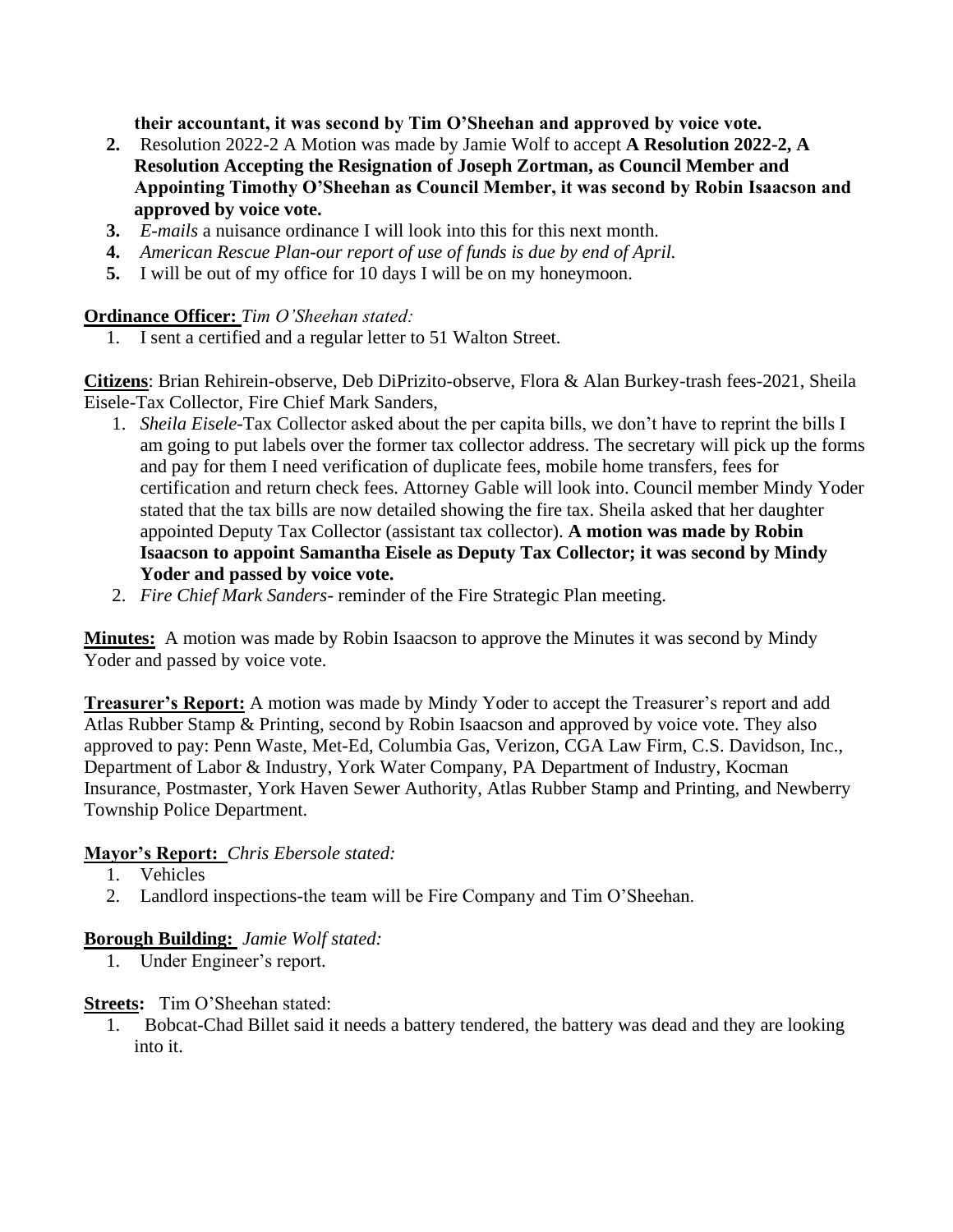**their accountant, it was second by Tim O'Sheehan and approved by voice vote.**

2. Resolution 2022-2 A Motion was made by Jamie Wolf to accept **A Resolution 2022-2, A Resolution Accepting the Resignation of Joseph Zortman, as Council Member and Appointing Timothy O'Sheehan as Council Member, it was second by Robin Isaacson and approved by voice vote.**
3. *E-mails* a nuisance ordinance I will look into this for this next month.
4. *American Rescue Plan-our report of use of funds is due by end of April.*
5. I will be out of my office for 10 days I will be on my honeymoon.

**<u>Ordinance Officer:</u>** *Tim O'Sheehan stated:*

1. I sent a certified and a regular letter to 51 Walton Street.

**<u>Citizens</u>**: Brian Rehirein-observe, Deb DiPrizito-observe, Flora & Alan Burkey-trash fees-2021, Sheila Eisele-Tax Collector, Fire Chief Mark Sanders,

1. *Sheila Eisele*-Tax Collector asked about the per capita bills, we don't have to reprint the bills I am going to put labels over the former tax collector address. The secretary will pick up the forms and pay for them I need verification of duplicate fees, mobile home transfers, fees for certification and return check fees. Attorney Gable will look into. Council member Mindy Yoder stated that the tax bills are now detailed showing the fire tax. Sheila asked that her daughter appointed Deputy Tax Collector (assistant tax collector). **A motion was made by Robin Isaacson to appoint Samantha Eisele as Deputy Tax Collector; it was second by Mindy Yoder and passed by voice vote.**
2. *Fire Chief Mark Sanders-* reminder of the Fire Strategic Plan meeting.

**<u>Minutes:</u>** A motion was made by Robin Isaacson to approve the Minutes it was second by Mindy Yoder and passed by voice vote.

**<u>Treasurer's Report:</u>** A motion was made by Mindy Yoder to accept the Treasurer's report and add Atlas Rubber Stamp & Printing, second by Robin Isaacson and approved by voice vote. They also approved to pay: Penn Waste, Met-Ed, Columbia Gas, Verizon, CGA Law Firm, C.S. Davidson, Inc., Department of Labor & Industry, York Water Company, PA Department of Industry, Kocman Insurance, Postmaster, York Haven Sewer Authority, Atlas Rubber Stamp and Printing, and Newberry Township Police Department.

**<u>Mayor's Report:</u>** *Chris Ebersole stated:*

1. Vehicles
2. Landlord inspections-the team will be Fire Company and Tim O'Sheehan.

**<u>Borough Building:</u>** *Jamie Wolf stated:*

1. Under Engineer's report.

**<u>Streets:</u>** Tim O'Sheehan stated:

1. Bobcat-Chad Billet said it needs a battery tendered, the battery was dead and they are looking into it.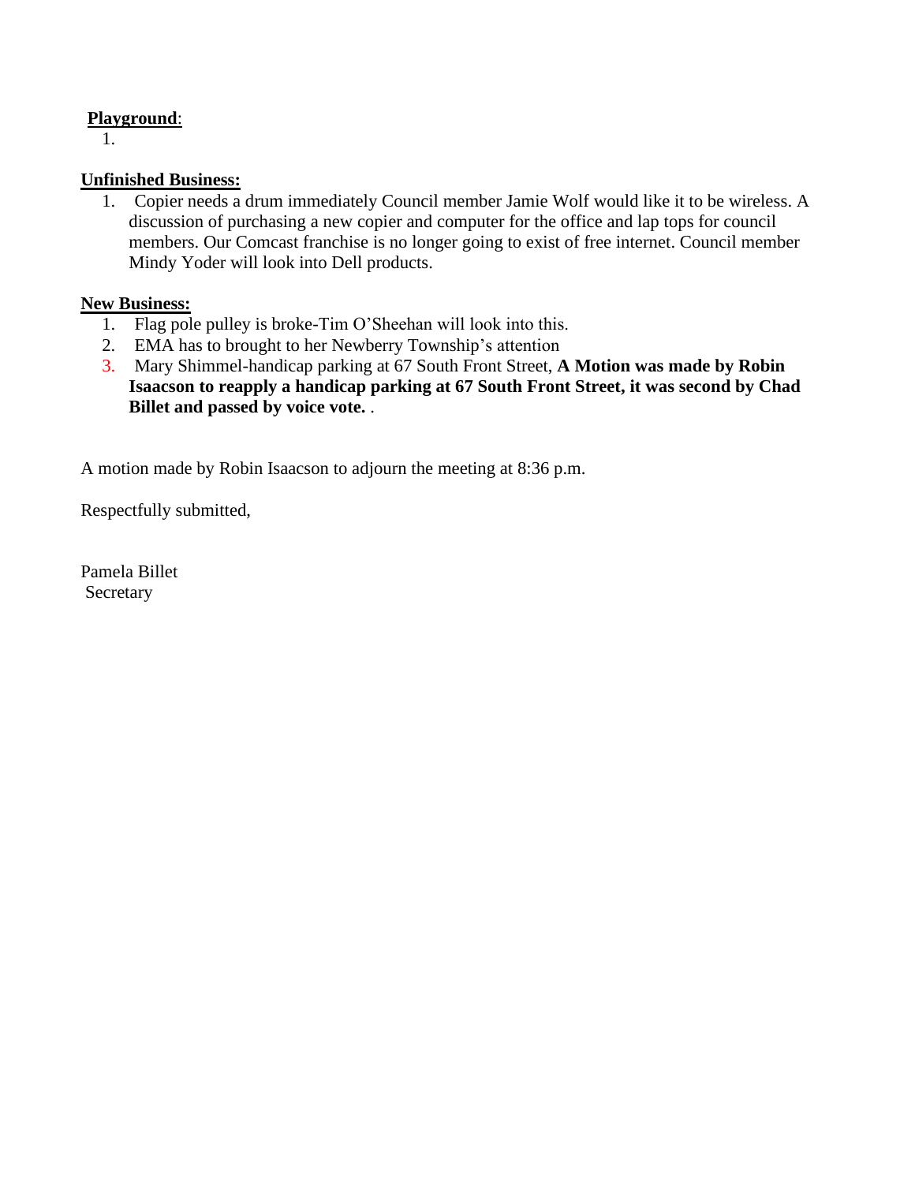**Playground**:

1.

**Unfinished Business:**

1. Copier needs a drum immediately Council member Jamie Wolf would like it to be wireless. A discussion of purchasing a new copier and computer for the office and lap tops for council members. Our Comcast franchise is no longer going to exist of free internet. Council member Mindy Yoder will look into Dell products.

**New Business:**

1. Flag pole pulley is broke-Tim O'Sheehan will look into this.
2. EMA has to brought to her Newberry Township's attention
3. Mary Shimmel-handicap parking at 67 South Front Street, **A Motion was made by Robin Isaacson to reapply a handicap parking at 67 South Front Street, it was second by Chad Billet and passed by voice vote.** .

A motion made by Robin Isaacson to adjourn the meeting at 8:36 p.m.

Respectfully submitted,

Pamela Billet
Secretary